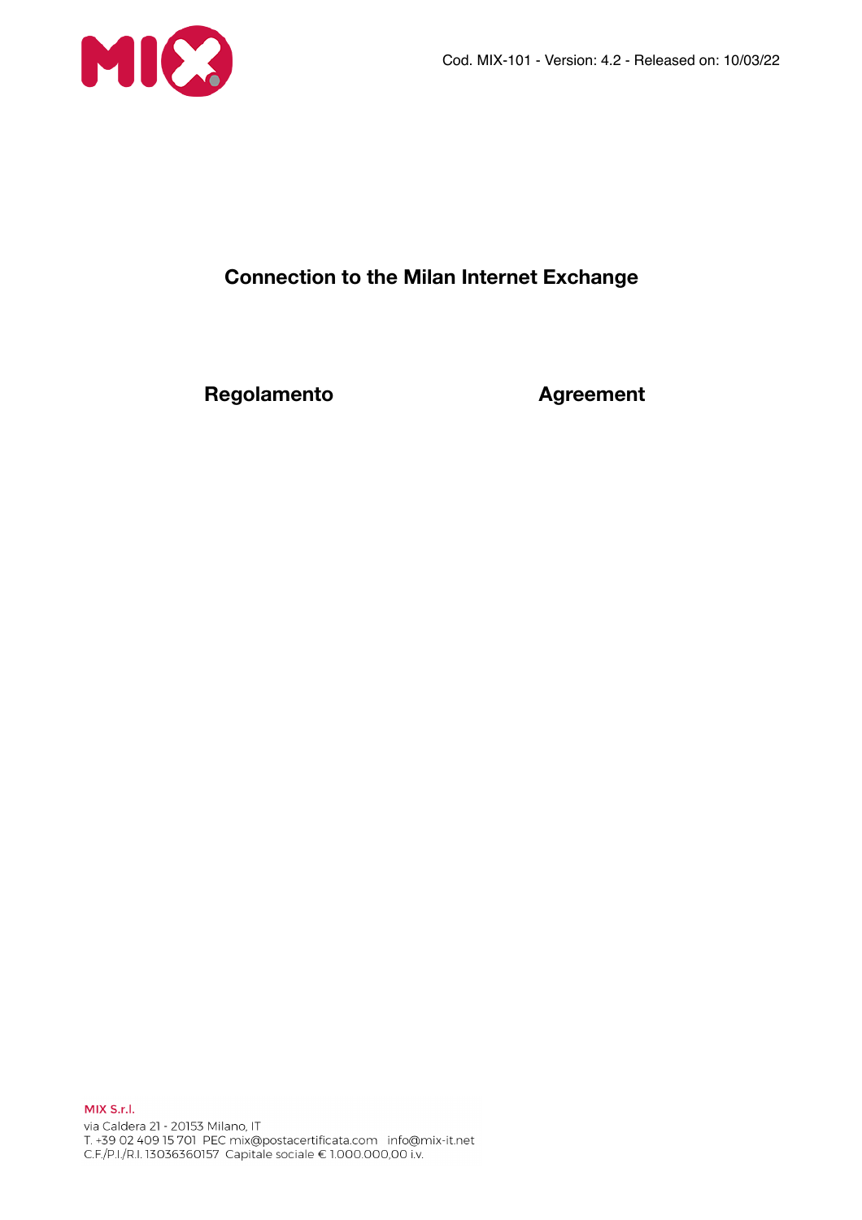Cod. MIX-101 - Version: 4.2 - Released on: 10/03/22

# Connection to the Milan Internet Exchange

## Regolamento

## Agreement

MIX S.r.l.
via Caldera 21 - 20153 Milano, IT
T. +39 02 409 15 701 PEC mix@postacertificata.com info@mix-it.net
C.F./P.I./R.I. 13036360157 Capitale sociale € 1.000.000,00 i.v.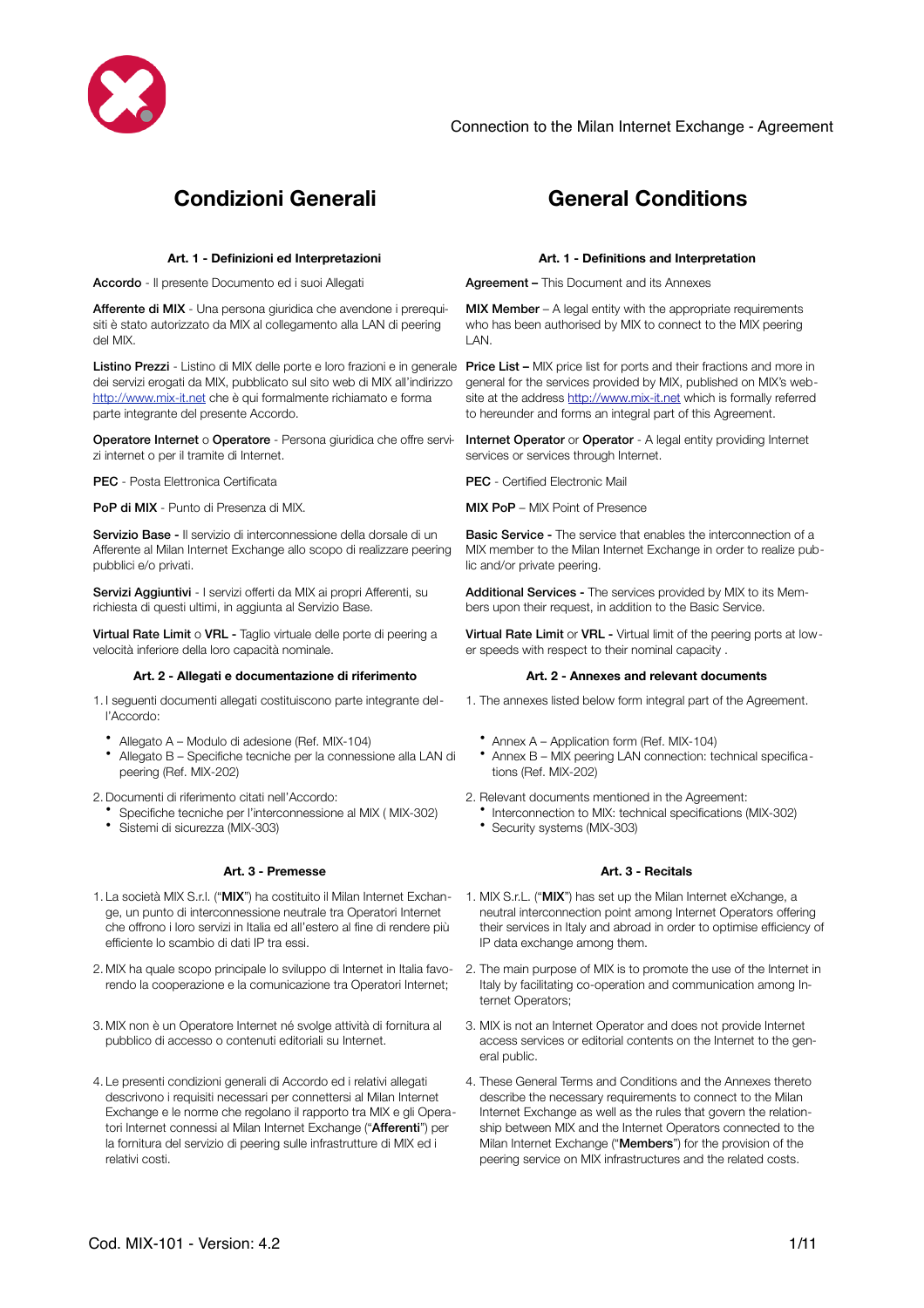# Condizioni Generali

### Art. 1 - Definizioni ed Interpretazioni

**Accordo** - Il presente Documento ed i suoi Allegati

**Afferente di MIX** - Una persona giuridica che avendone i prerequisiti è stato autorizzato da MIX al collegamento alla LAN di peering del MIX.

**Listino Prezzi** - Listino di MIX delle porte e loro frazioni e in generale dei servizi erogati da MIX, pubblicato sul sito web di MIX all'indirizzo http://www.mix-it.net che è qui formalmente richiamato e forma parte integrante del presente Accordo.

**Operatore Internet** o **Operatore** - Persona giuridica che offre servizi internet o per il tramite di Internet.

**PEC** - Posta Elettronica Certificata

**PoP di MIX** - Punto di Presenza di MIX.

**Servizio Base -** Il servizio di interconnessione della dorsale di un Afferente al Milan Internet Exchange allo scopo di realizzare peering pubblici e/o privati.

**Servizi Aggiuntivi** - I servizi offerti da MIX ai propri Afferenti, su richiesta di questi ultimi, in aggiunta al Servizio Base.

**Virtual Rate Limit** o **VRL** - Taglio virtuale delle porte di peering a velocità inferiore della loro capacità nominale.

### Art. 2 - Allegati e documentazione di riferimento

1. I seguenti documenti allegati costituiscono parte integrante dell'Accordo:
   - Allegato A – Modulo di adesione (Ref. MIX-104)
   - Allegato B – Specifiche tecniche per la connessione alla LAN di peering (Ref. MIX-202)
2. Documenti di riferimento citati nell'Accordo:
   - Specifiche tecniche per l'interconnessione al MIX ( MIX-302)
   - Sistemi di sicurezza (MIX-303)

### Art. 3 - Premesse

1. La società MIX S.r.l. ("**MIX**") ha costituito il Milan Internet Exchange, un punto di interconnessione neutrale tra Operatori Internet che offrono i loro servizi in Italia ed all'estero al fine di rendere più efficiente lo scambio di dati IP tra essi.
2. MIX ha quale scopo principale lo sviluppo di Internet in Italia favorendo la cooperazione e la comunicazione tra Operatori Internet;
3. MIX non è un Operatore Internet né svolge attività di fornitura al pubblico di accesso o contenuti editoriali su Internet.
4. Le presenti condizioni generali di Accordo ed i relativi allegati descrivono i requisiti necessari per connettersi al Milan Internet Exchange e le norme che regolano il rapporto tra MIX e gli Operatori Internet connessi al Milan Internet Exchange ("**Afferenti**") per la fornitura del servizio di peering sulle infrastrutture di MIX ed i relativi costi.

# General Conditions

### Art. 1 - Definitions and Interpretation

**Agreement –** This Document and its Annexes

**MIX Member** – A legal entity with the appropriate requirements who has been authorised by MIX to connect to the MIX peering LAN.

**Price List –** MIX price list for ports and their fractions and more in general for the services provided by MIX, published on MIX's website at the address http://www.mix-it.net which is formally referred to hereunder and forms an integral part of this Agreement.

**Internet Operator** or **Operator** - A legal entity providing Internet services or services through Internet.

**PEC** - Certified Electronic Mail

**MIX PoP** – MIX Point of Presence

**Basic Service -** The service that enables the interconnection of a MIX member to the Milan Internet Exchange in order to realize public and/or private peering.

**Additional Services** - The services provided by MIX to its Members upon their request, in addition to the Basic Service.

**Virtual Rate Limit** or **VRL -** Virtual limit of the peering ports at lower speeds with respect to their nominal capacity .

### Art. 2 - Annexes and relevant documents

1. The annexes listed below form integral part of the Agreement.
   - Annex A – Application form (Ref. MIX-104)
   - Annex B – MIX peering LAN connection: technical specifications (Ref. MIX-202)
2. Relevant documents mentioned in the Agreement:
   - Interconnection to MIX: technical specifications (MIX-302)
   - Security systems (MIX-303)

### Art. 3 - Recitals

1. MIX S.r.L. ("**MIX**") has set up the Milan Internet eXchange, a neutral interconnection point among Internet Operators offering their services in Italy and abroad in order to optimise efficiency of IP data exchange among them.
2. The main purpose of MIX is to promote the use of the Internet in Italy by facilitating co-operation and communication among Internet Operators;
3. MIX is not an Internet Operator and does not provide Internet access services or editorial contents on the Internet to the general public.
4. These General Terms and Conditions and the Annexes thereto describe the necessary requirements to connect to the Milan Internet Exchange as well as the rules that govern the relationship between MIX and the Internet Operators connected to the Milan Internet Exchange ("**Members**") for the provision of the peering service on MIX infrastructures and the related costs.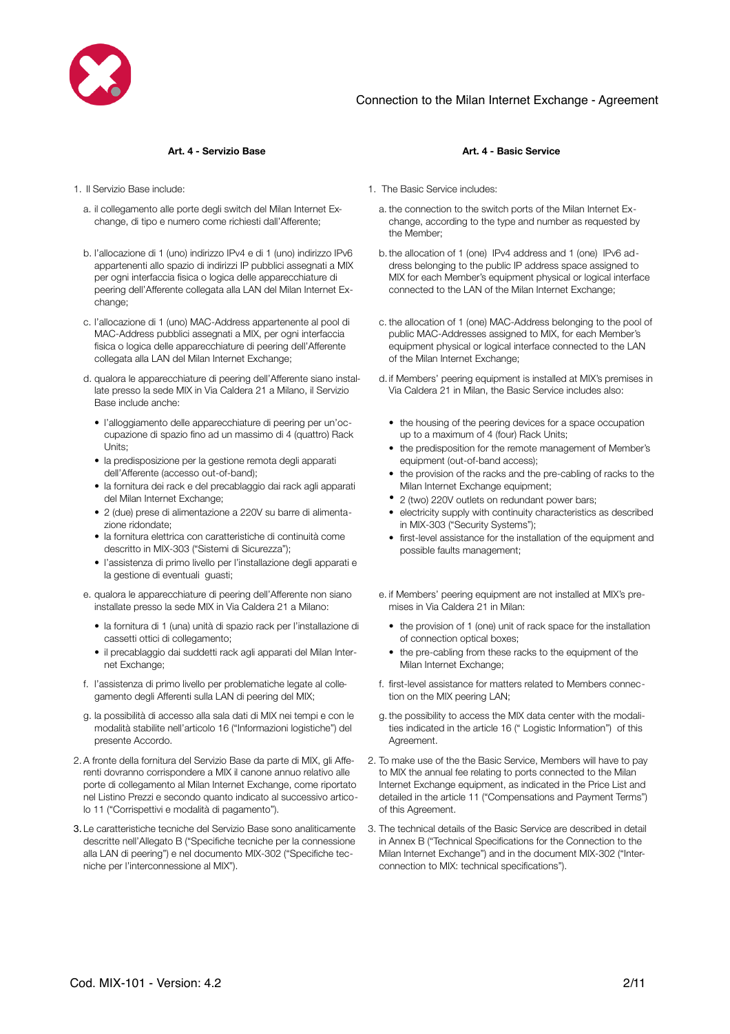### Art. 4 - Servizio Base

1. Il Servizio Base include:

   a. il collegamento alle porte degli switch del Milan Internet Exchange, di tipo e numero come richiesti dall'Afferente;

   b. l'allocazione di 1 (uno) indirizzo IPv4 e di 1 (uno) indirizzo IPv6 appartenenti allo spazio di indirizzi IP pubblici assegnati a MIX per ogni interfaccia fisica o logica delle apparecchiature di peering dell'Afferente collegata alla LAN del Milan Internet Exchange;

   c. l'allocazione di 1 (uno) MAC-Address appartenente al pool di MAC-Address pubblici assegnati a MIX, per ogni interfaccia fisica o logica delle apparecchiature di peering dell'Afferente collegata alla LAN del Milan Internet Exchange;

   d. qualora le apparecchiature di peering dell'Afferente siano installate presso la sede MIX in Via Caldera 21 a Milano, il Servizio Base include anche:

      - l'alloggiamento delle apparecchiature di peering per un'occupazione di spazio fino ad un massimo di 4 (quattro) Rack Units;
      - la predisposizione per la gestione remota degli apparati dell'Afferente (accesso out-of-band);
      - la fornitura dei rack e del precablaggio dai rack agli apparati del Milan Internet Exchange;
      - 2 (due) prese di alimentazione a 220V su barre di alimentazione ridondate;
      - la fornitura elettrica con caratteristiche di continuità come descritto in MIX-303 ("Sistemi di Sicurezza");
      - l'assistenza di primo livello per l'installazione degli apparati e la gestione di eventuali guasti;

   e. qualora le apparecchiature di peering dell'Afferente non siano installate presso la sede MIX in Via Caldera 21 a Milano:

      - la fornitura di 1 (una) unità di spazio rack per l'installazione di cassetti ottici di collegamento;
      - il precablaggio dai suddetti rack agli apparati del Milan Internet Exchange;

   f. l'assistenza di primo livello per problematiche legate al collegamento degli Afferenti sulla LAN di peering del MIX;

   g. la possibilità di accesso alla sala dati di MIX nei tempi e con le modalità stabilite nell'articolo 16 ("Informazioni logistiche") del presente Accordo.

2. A fronte della fornitura del Servizio Base da parte di MIX, gli Afferenti dovranno corrispondere a MIX il canone annuo relativo alle porte di collegamento al Milan Internet Exchange, come riportato nel Listino Prezzi e secondo quanto indicato al successivo articolo 11 ("Corrispettivi e modalità di pagamento").

3. Le caratteristiche tecniche del Servizio Base sono analiticamente descritte nell'Allegato B ("Specifiche tecniche per la connessione alla LAN di peering") e nel documento MIX-302 ("Specifiche tecniche per l'interconnessione al MIX").

### Art. 4 - Basic Service

1. The Basic Service includes:

   a. the connection to the switch ports of the Milan Internet Exchange, according to the type and number as requested by the Member;

   b. the allocation of 1 (one) IPv4 address and 1 (one) IPv6 address belonging to the public IP address space assigned to MIX for each Member's equipment physical or logical interface connected to the LAN of the Milan Internet Exchange;

   c. the allocation of 1 (one) MAC-Address belonging to the pool of public MAC-Addresses assigned to MIX, for each Member's equipment physical or logical interface connected to the LAN of the Milan Internet Exchange;

   d. if Members' peering equipment is installed at MIX's premises in Via Caldera 21 in Milan, the Basic Service includes also:

      - the housing of the peering devices for a space occupation up to a maximum of 4 (four) Rack Units;
      - the predisposition for the remote management of Member's equipment (out-of-band access);
      - the provision of the racks and the pre-cabling of racks to the Milan Internet Exchange equipment;
      - 2 (two) 220V outlets on redundant power bars;
      - electricity supply with continuity characteristics as described in MIX-303 ("Security Systems");
      - first-level assistance for the installation of the equipment and possible faults management;

   e. if Members' peering equipment are not installed at MIX's premises in Via Caldera 21 in Milan:

      - the provision of 1 (one) unit of rack space for the installation of connection optical boxes;
      - the pre-cabling from these racks to the equipment of the Milan Internet Exchange;

   f. first-level assistance for matters related to Members connection on the MIX peering LAN;

   g. the possibility to access the MIX data center with the modalities indicated in the article 16 (" Logistic Information") of this Agreement.

2. To make use of the the Basic Service, Members will have to pay to MIX the annual fee relating to ports connected to the Milan Internet Exchange equipment, as indicated in the Price List and detailed in the article 11 ("Compensations and Payment Terms") of this Agreement.

3. The technical details of the Basic Service are described in detail in Annex B ("Technical Specifications for the Connection to the Milan Internet Exchange") and in the document MIX-302 ("Interconnection to MIX: technical specifications").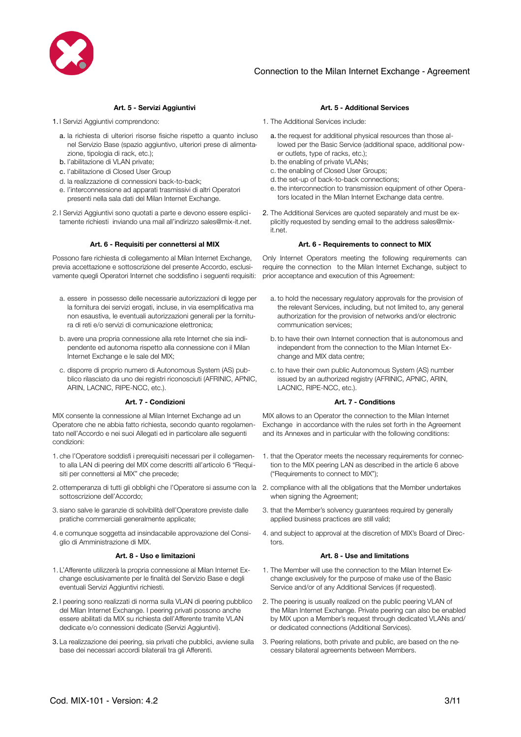### Art. 5 - Servizi Aggiuntivi

1. I Servizi Aggiuntivi comprendono:

   a. la richiesta di ulteriori risorse fisiche rispetto a quanto incluso nel Servizio Base (spazio aggiuntivo, ulteriori prese di alimentazione, tipologia di rack, etc.);
   b. l'abilitazione di VLAN private;
   c. l'abilitazione di Closed User Group
   d. la realizzazione di connessioni back-to-back;
   e. l'interconnessione ad apparati trasmissivi di altri Operatori presenti nella sala dati del Milan Internet Exchange.

2. I Servizi Aggiuntivi sono quotati a parte e devono essere esplicitamente richiesti inviando una mail all'indirizzo sales@mix-it.net.

### Art. 5 - Additional Services

1. The Additional Services include:

   a. the request for additional physical resources than those allowed per the Basic Service (additional space, additional power outlets, type of racks, etc.);
   b. the enabling of private VLANs;
   c. the enabling of Closed User Groups;
   d. the set-up of back-to-back connections;
   e. the interconnection to transmission equipment of other Operators located in the Milan Internet Exchange data centre.

2. The Additional Services are quoted separately and must be explicitly requested by sending email to the address sales@mix-it.net.

### Art. 6 - Requisiti per connettersi al MIX

Possono fare richiesta di collegamento al Milan Internet Exchange, previa accettazione e sottoscrizione del presente Accordo, esclusivamente quegli Operatori Internet che soddisfino i seguenti requisiti:

a. essere in possesso delle necessarie autorizzazioni di legge per la fornitura dei servizi erogati, incluse, in via esemplificativa ma non esaustiva, le eventuali autorizzazioni generali per la fornitura di reti e/o servizi di comunicazione elettronica;

b. avere una propria connessione alla rete Internet che sia indipendente ed autonoma rispetto alla connessione con il Milan Internet Exchange e le sale del MIX;

c. disporre di proprio numero di Autonomous System (AS) pubblico rilasciato da uno dei registri riconosciuti (AFRINIC, APNIC, ARIN, LACNIC, RIPE-NCC, etc.).

### Art. 6 - Requirements to connect to MIX

Only Internet Operators meeting the following requirements can require the connection to the Milan Internet Exchange, subject to prior acceptance and execution of this Agreement:

a. to hold the necessary regulatory approvals for the provision of the relevant Services, including, but not limited to, any general authorization for the provision of networks and/or electronic communication services;

b. to have their own Internet connection that is autonomous and independent from the connection to the Milan Internet Exchange and MIX data centre;

c. to have their own public Autonomous System (AS) number issued by an authorized registry (AFRINIC, APNIC, ARIN, LACNIC, RIPE-NCC, etc.).

### Art. 7 - Condizioni

MIX consente la connessione al Milan Internet Exchange ad un Operatore che ne abbia fatto richiesta, secondo quanto regolamentato nell'Accordo e nei suoi Allegati ed in particolare alle seguenti condizioni:

1. che l'Operatore soddisfi i prerequisiti necessari per il collegamento alla LAN di peering del MIX come descritti all'articolo 6 "Requisiti per connettersi al MIX" che precede;
2. ottemperanza di tutti gli obblighi che l'Operatore si assume con la sottoscrizione dell'Accordo;
3. siano salve le garanzie di solvibilità dell'Operatore previste dalle pratiche commerciali generalmente applicate;
4. e comunque soggetta ad insindacabile approvazione del Consiglio di Amministrazione di MIX.

### Art. 7 - Conditions

MIX allows to an Operator the connection to the Milan Internet Exchange in accordance with the rules set forth in the Agreement and its Annexes and in particular with the following conditions:

1. that the Operator meets the necessary requirements for connection to the MIX peering LAN as described in the article 6 above ("Requirements to connect to MIX");
2. compliance with all the obligations that the Member undertakes when signing the Agreement;
3. that the Member's solvency guarantees required by generally applied business practices are still valid;
4. and subject to approval at the discretion of MIX's Board of Directors.

### Art. 8 - Uso e limitazioni

1. L'Afferente utilizzerà la propria connessione al Milan Internet Exchange esclusivamente per le finalità del Servizio Base e degli eventuali Servizi Aggiuntivi richiesti.
2. I peering sono realizzati di norma sulla VLAN di peering pubblico del Milan Internet Exchange. I peering privati possono anche essere abilitati da MIX su richiesta dell'Afferente tramite VLAN dedicate e/o connessioni dedicate (Servizi Aggiuntivi).
3. La realizzazione dei peering, sia privati che pubblici, avviene sulla base dei necessari accordi bilaterali tra gli Afferenti.

### Art. 8 - Use and limitations

1. The Member will use the connection to the Milan Internet Exchange exclusively for the purpose of make use of the Basic Service and/or of any Additional Services (if requested).
2. The peering is usually realized on the public peering VLAN of the Milan Internet Exchange. Private peering can also be enabled by MIX upon a Member's request through dedicated VLANs and/or dedicated connections (Additional Services).
3. Peering relations, both private and public, are based on the necessary bilateral agreements between Members.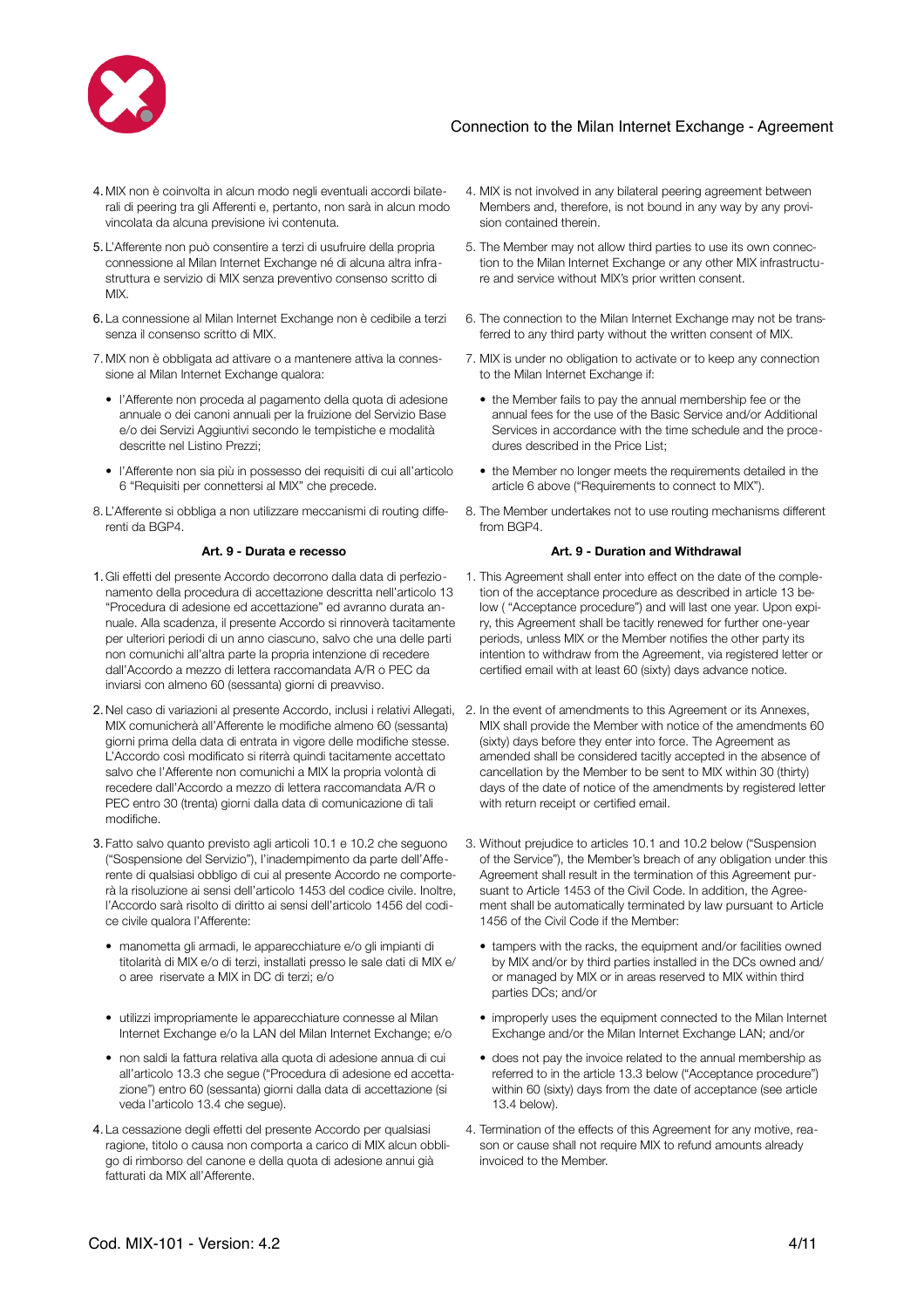4. MIX non è coinvolta in alcun modo negli eventuali accordi bilaterali di peering tra gli Afferenti e, pertanto, non sarà in alcun modo vincolata da alcuna previsione ivi contenuta.

5. L'Afferente non può consentire a terzi di usufruire della propria connessione al Milan Internet Exchange né di alcuna altra infrastruttura e servizio di MIX senza preventivo consenso scritto di MIX.

6. La connessione al Milan Internet Exchange non è cedibile a terzi senza il consenso scritto di MIX.

7. MIX non è obbligata ad attivare o a mantenere attiva la connessione al Milan Internet Exchange qualora:

   - l'Afferente non proceda al pagamento della quota di adesione annuale o dei canoni annuali per la fruizione del Servizio Base e/o dei Servizi Aggiuntivi secondo le tempistiche e modalità descritte nel Listino Prezzi;
   - l'Afferente non sia più in possesso dei requisiti di cui all'articolo 6 "Requisiti per connettersi al MIX" che precede.

8. L'Afferente si obbliga a non utilizzare meccanismi di routing differenti da BGP4.

4. MIX is not involved in any bilateral peering agreement between Members and, therefore, is not bound in any way by any provision contained therein.

5. The Member may not allow third parties to use its own connection to the Milan Internet Exchange or any other MIX infrastructure and service without MIX's prior written consent.

6. The connection to the Milan Internet Exchange may not be transferred to any third party without the written consent of MIX.

7. MIX is under no obligation to activate or to keep any connection to the Milan Internet Exchange if:

   - the Member fails to pay the annual membership fee or the annual fees for the use of the Basic Service and/or Additional Services in accordance with the time schedule and the procedures described in the Price List;
   - the Member no longer meets the requirements detailed in the article 6 above ("Requirements to connect to MIX").

8. The Member undertakes not to use routing mechanisms different from BGP4.

### Art. 9 - Durata e recesso

1. Gli effetti del presente Accordo decorrono dalla data di perfezionamento della procedura di accettazione descritta nell'articolo 13 "Procedura di adesione ed accettazione" ed avranno durata annuale. Alla scadenza, il presente Accordo si rinnoverà tacitamente per ulteriori periodi di un anno ciascuno, salvo che una delle parti non comunichi all'altra parte la propria intenzione di recedere dall'Accordo a mezzo di lettera raccomandata A/R o PEC da inviarsi con almeno 60 (sessanta) giorni di preavviso.

2. Nel caso di variazioni al presente Accordo, inclusi i relativi Allegati, MIX comunicherà all'Afferente le modifiche almeno 60 (sessanta) giorni prima della data di entrata in vigore delle modifiche stesse. L'Accordo così modificato si riterrà quindi tacitamente accettato salvo che l'Afferente non comunichi a MIX la propria volontà di recedere dall'Accordo a mezzo di lettera raccomandata A/R o PEC entro 30 (trenta) giorni dalla data di comunicazione di tali modifiche.

3. Fatto salvo quanto previsto agli articoli 10.1 e 10.2 che seguono ("Sospensione del Servizio"), l'inadempimento da parte dell'Afferente di qualsiasi obbligo di cui al presente Accordo ne comporterà la risoluzione ai sensi dell'articolo 1453 del codice civile. Inoltre, l'Accordo sarà risolto di diritto ai sensi dell'articolo 1456 del codice civile qualora l'Afferente:

   - manometta gli armadi, le apparecchiature e/o gli impianti di titolarità di MIX e/o di terzi, installati presso le sale dati di MIX e/o aree riservate a MIX in DC di terzi; e/o
   - utilizzi impropriamente le apparecchiature connesse al Milan Internet Exchange e/o la LAN del Milan Internet Exchange; e/o
   - non saldi la fattura relativa alla quota di adesione annua di cui all'articolo 13.3 che segue ("Procedura di adesione ed accettazione") entro 60 (sessanta) giorni dalla data di accettazione (si veda l'articolo 13.4 che segue).

4. La cessazione degli effetti del presente Accordo per qualsiasi ragione, titolo o causa non comporta a carico di MIX alcun obbligo di rimborso del canone e della quota di adesione annui già fatturati da MIX all'Afferente.

### Art. 9 - Duration and Withdrawal

1. This Agreement shall enter into effect on the date of the completion of the acceptance procedure as described in article 13 below ( "Acceptance procedure") and will last one year. Upon expiry, this Agreement shall be tacitly renewed for further one-year periods, unless MIX or the Member notifies the other party its intention to withdraw from the Agreement, via registered letter or certified email with at least 60 (sixty) days advance notice.

2. In the event of amendments to this Agreement or its Annexes, MIX shall provide the Member with notice of the amendments 60 (sixty) days before they enter into force. The Agreement as amended shall be considered tacitly accepted in the absence of cancellation by the Member to be sent to MIX within 30 (thirty) days of the date of notice of the amendments by registered letter with return receipt or certified email.

3. Without prejudice to articles 10.1 and 10.2 below ("Suspension of the Service"), the Member's breach of any obligation under this Agreement shall result in the termination of this Agreement pursuant to Article 1453 of the Civil Code. In addition, the Agreement shall be automatically terminated by law pursuant to Article 1456 of the Civil Code if the Member:

   - tampers with the racks, the equipment and/or facilities owned by MIX and/or by third parties installed in the DCs owned and/or managed by MIX or in areas reserved to MIX within third parties DCs; and/or
   - improperly uses the equipment connected to the Milan Internet Exchange and/or the Milan Internet Exchange LAN; and/or
   - does not pay the invoice related to the annual membership as referred to in the article 13.3 below ("Acceptance procedure") within 60 (sixty) days from the date of acceptance (see article 13.4 below).

4. Termination of the effects of this Agreement for any motive, reason or cause shall not require MIX to refund amounts already invoiced to the Member.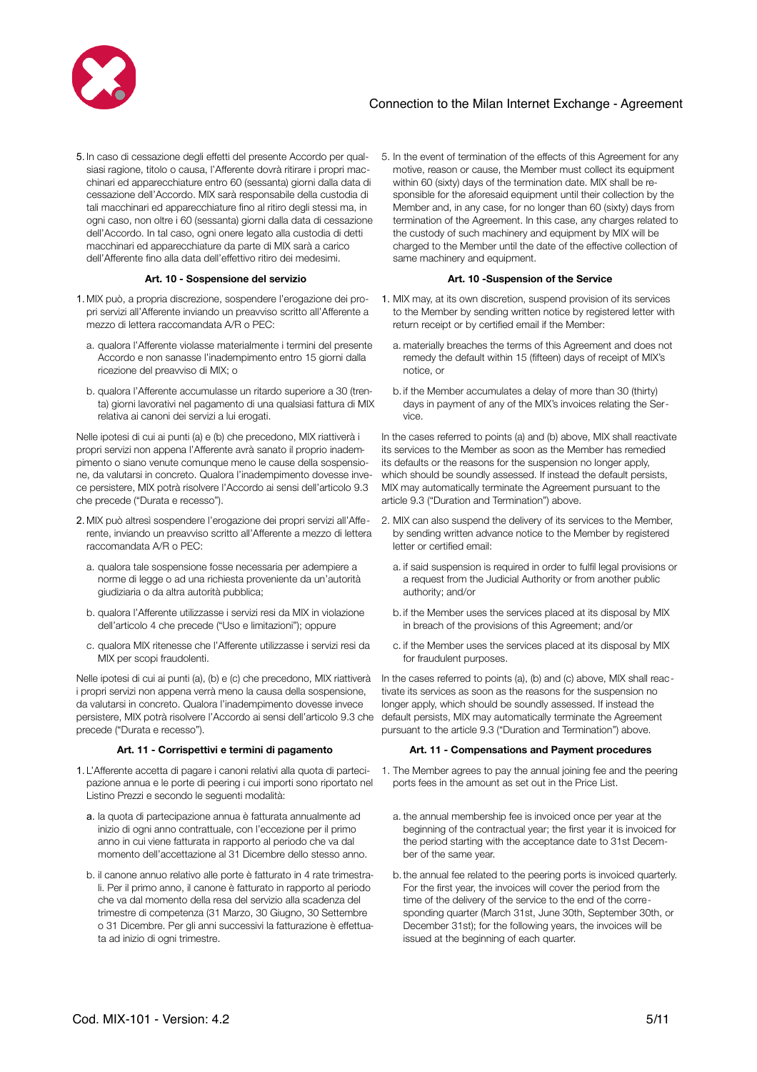5. In caso di cessazione degli effetti del presente Accordo per qualsiasi ragione, titolo o causa, l'Afferente dovrà ritirare i propri macchinari ed apparecchiature entro 60 (sessanta) giorni dalla data di cessazione dell'Accordo. MIX sarà responsabile della custodia di tali macchinari ed apparecchiature fino al ritiro degli stessi ma, in ogni caso, non oltre i 60 (sessanta) giorni dalla data di cessazione dell'Accordo. In tal caso, ogni onere legato alla custodia di detti macchinari ed apparecchiature da parte di MIX sarà a carico dell'Afferente fino alla data dell'effettivo ritiro dei medesimi.

### Art. 10 - Sospensione del servizio

1. MIX può, a propria discrezione, sospendere l'erogazione dei propri servizi all'Afferente inviando un preavviso scritto all'Afferente a mezzo di lettera raccomandata A/R o PEC:

   a. qualora l'Afferente violasse materialmente i termini del presente Accordo e non sanasse l'inadempimento entro 15 giorni dalla ricezione del preavviso di MIX; o

   b. qualora l'Afferente accumulasse un ritardo superiore a 30 (trenta) giorni lavorativi nel pagamento di una qualsiasi fattura di MIX relativa ai canoni dei servizi a lui erogati.

Nelle ipotesi di cui ai punti (a) e (b) che precedono, MIX riattiverà i propri servizi non appena l'Afferente avrà sanato il proprio inadempimento o siano venute comunque meno le cause della sospensione, da valutarsi in concreto. Qualora l'inadempimento dovesse invece persistere, MIX potrà risolvere l'Accordo ai sensi dell'articolo 9.3 che precede ("Durata e recesso").

2. MIX può altresì sospendere l'erogazione dei propri servizi all'Afferente, inviando un preavviso scritto all'Afferente a mezzo di lettera raccomandata A/R o PEC:

   a. qualora tale sospensione fosse necessaria per adempiere a norme di legge o ad una richiesta proveniente da un'autorità giudiziaria o da altra autorità pubblica;

   b. qualora l'Afferente utilizzasse i servizi resi da MIX in violazione dell'articolo 4 che precede ("Uso e limitazioni"); oppure

   c. qualora MIX ritenesse che l'Afferente utilizzasse i servizi resi da MIX per scopi fraudolenti.

Nelle ipotesi di cui ai punti (a), (b) e (c) che precedono, MIX riattiverà i propri servizi non appena verrà meno la causa della sospensione, da valutarsi in concreto. Qualora l'inadempimento dovesse invece persistere, MIX potrà risolvere l'Accordo ai sensi dell'articolo 9.3 che precede ("Durata e recesso").

### Art. 11 - Corrispettivi e termini di pagamento

1. L'Afferente accetta di pagare i canoni relativi alla quota di partecipazione annua e le porte di peering i cui importi sono riportato nel Listino Prezzi e secondo le seguenti modalità:

   a. la quota di partecipazione annua è fatturata annualmente ad inizio di ogni anno contrattuale, con l'eccezione per il primo anno in cui viene fatturata in rapporto al periodo che va dal momento dell'accettazione al 31 Dicembre dello stesso anno.

   b. il canone annuo relativo alle porte è fatturato in 4 rate trimestrali. Per il primo anno, il canone è fatturato in rapporto al periodo che va dal momento della resa del servizio alla scadenza del trimestre di competenza (31 Marzo, 30 Giugno, 30 Settembre o 31 Dicembre. Per gli anni successivi la fatturazione è effettuata ad inizio di ogni trimestre.

5. In the event of termination of the effects of this Agreement for any motive, reason or cause, the Member must collect its equipment within 60 (sixty) days of the termination date. MIX shall be responsible for the aforesaid equipment until their collection by the Member and, in any case, for no longer than 60 (sixty) days from termination of the Agreement. In this case, any charges related to the custody of such machinery and equipment by MIX will be charged to the Member until the date of the effective collection of same machinery and equipment.

### Art. 10 -Suspension of the Service

1. MIX may, at its own discretion, suspend provision of its services to the Member by sending written notice by registered letter with return receipt or by certified email if the Member:

   a. materially breaches the terms of this Agreement and does not remedy the default within 15 (fifteen) days of receipt of MIX's notice, or

   b. if the Member accumulates a delay of more than 30 (thirty) days in payment of any of the MIX's invoices relating the Service.

In the cases referred to points (a) and (b) above, MIX shall reactivate its services to the Member as soon as the Member has remedied its defaults or the reasons for the suspension no longer apply, which should be soundly assessed. If instead the default persists, MIX may automatically terminate the Agreement pursuant to the article 9.3 ("Duration and Termination") above.

2. MIX can also suspend the delivery of its services to the Member, by sending written advance notice to the Member by registered letter or certified email:

   a. if said suspension is required in order to fulfil legal provisions or a request from the Judicial Authority or from another public authority; and/or

   b. if the Member uses the services placed at its disposal by MIX in breach of the provisions of this Agreement; and/or

   c. if the Member uses the services placed at its disposal by MIX for fraudulent purposes.

In the cases referred to points (a), (b) and (c) above, MIX shall reactivate its services as soon as the reasons for the suspension no longer apply, which should be soundly assessed. If instead the default persists, MIX may automatically terminate the Agreement pursuant to the article 9.3 ("Duration and Termination") above.

### Art. 11 - Compensations and Payment procedures

1. The Member agrees to pay the annual joining fee and the peering ports fees in the amount as set out in the Price List.

   a. the annual membership fee is invoiced once per year at the beginning of the contractual year; the first year it is invoiced for the period starting with the acceptance date to 31st December of the same year.

   b. the annual fee related to the peering ports is invoiced quarterly. For the first year, the invoices will cover the period from the time of the delivery of the service to the end of the corresponding quarter (March 31st, June 30th, September 30th, or December 31st); for the following years, the invoices will be issued at the beginning of each quarter.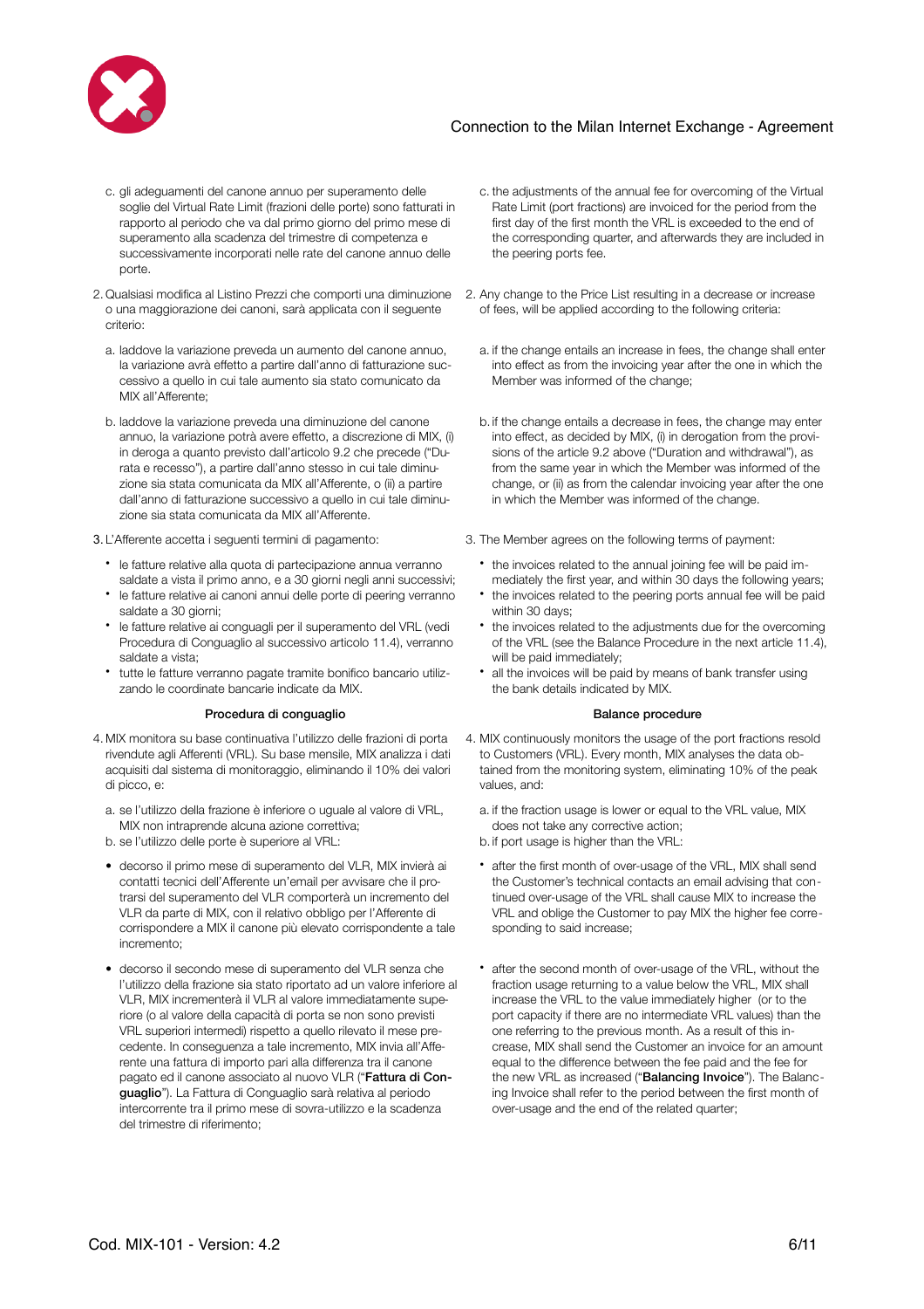c. gli adeguamenti del canone annuo per superamento delle soglie del Virtual Rate Limit (frazioni delle porte) sono fatturati in rapporto al periodo che va dal primo giorno del primo mese di superamento alla scadenza del trimestre di competenza e successivamente incorporati nelle rate del canone annuo delle porte.

2. Qualsiasi modifica al Listino Prezzi che comporti una diminuzione o una maggiorazione dei canoni, sarà applicata con il seguente criterio:

a. laddove la variazione preveda un aumento del canone annuo, la variazione avrà effetto a partire dall'anno di fatturazione successivo a quello in cui tale aumento sia stato comunicato da MIX all'Afferente;

b. laddove la variazione preveda una diminuzione del canone annuo, la variazione potrà avere effetto, a discrezione di MIX, (i) in deroga a quanto previsto dall'articolo 9.2 che precede ("Durata e recesso"), a partire dall'anno stesso in cui tale diminuzione sia stata comunicata da MIX all'Afferente, o (ii) a partire dall'anno di fatturazione successivo a quello in cui tale diminuzione sia stata comunicata da MIX all'Afferente.

3. L'Afferente accetta i seguenti termini di pagamento:

- le fatture relative alla quota di partecipazione annua verranno saldate a vista il primo anno, e a 30 giorni negli anni successivi;
- le fatture relative ai canoni annui delle porte di peering verranno saldate a 30 giorni;
- le fatture relative ai conguagli per il superamento del VRL (vedi Procedura di Conguaglio al successivo articolo 11.4), verranno saldate a vista;
- tutte le fatture verranno pagate tramite bonifico bancario utilizzando le coordinate bancarie indicate da MIX.

### Procedura di conguaglio

4. MIX monitora su base continuativa l'utilizzo delle frazioni di porta rivendute agli Afferenti (VRL). Su base mensile, MIX analizza i dati acquisiti dal sistema di monitoraggio, eliminando il 10% dei valori di picco, e:

a. se l'utilizzo della frazione è inferiore o uguale al valore di VRL, MIX non intraprende alcuna azione correttiva;
b. se l'utilizzo delle porte è superiore al VRL:

- decorso il primo mese di superamento del VLR, MIX invierà ai contatti tecnici dell'Afferente un'email per avvisare che il protrarsi del superamento del VLR comporterà un incremento del VLR da parte di MIX, con il relativo obbligo per l'Afferente di corrispondere a MIX il canone più elevato corrispondente a tale incremento;

- decorso il secondo mese di superamento del VLR senza che l'utilizzo della frazione sia stato riportato ad un valore inferiore al VLR, MIX incrementerà il VLR al valore immediatamente superiore (o al valore della capacità di porta se non sono previsti VRL superiori intermedi) rispetto a quello rilevato il mese precedente. In conseguenza a tale incremento, MIX invia all'Afferente una fattura di importo pari alla differenza tra il canone pagato ed il canone associato al nuovo VLR ("**Fattura di Conguaglio**"). La Fattura di Conguaglio sarà relativa al periodo intercorrente tra il primo mese di sovra-utilizzo e la scadenza del trimestre di riferimento;

c. the adjustments of the annual fee for overcoming of the Virtual Rate Limit (port fractions) are invoiced for the period from the first day of the first month the VRL is exceeded to the end of the corresponding quarter, and afterwards they are included in the peering ports fee.

2. Any change to the Price List resulting in a decrease or increase of fees, will be applied according to the following criteria:

a. if the change entails an increase in fees, the change shall enter into effect as from the invoicing year after the one in which the Member was informed of the change;

b. if the change entails a decrease in fees, the change may enter into effect, as decided by MIX, (i) in derogation from the provisions of the article 9.2 above ("Duration and withdrawal"), as from the same year in which the Member was informed of the change, or (ii) as from the calendar invoicing year after the one in which the Member was informed of the change.

3. The Member agrees on the following terms of payment:

- the invoices related to the annual joining fee will be paid immediately the first year, and within 30 days the following years;
- the invoices related to the peering ports annual fee will be paid within 30 days;
- the invoices related to the adjustments due for the overcoming of the VRL (see the Balance Procedure in the next article 11.4), will be paid immediately;
- all the invoices will be paid by means of bank transfer using the bank details indicated by MIX.

### Balance procedure

4. MIX continuously monitors the usage of the port fractions resold to Customers (VRL). Every month, MIX analyses the data obtained from the monitoring system, eliminating 10% of the peak values, and:

a. if the fraction usage is lower or equal to the VRL value, MIX does not take any corrective action;
b. if port usage is higher than the VRL:

- after the first month of over-usage of the VRL, MIX shall send the Customer's technical contacts an email advising that continued over-usage of the VRL shall cause MIX to increase the VRL and oblige the Customer to pay MIX the higher fee corresponding to said increase;

- after the second month of over-usage of the VRL, without the fraction usage returning to a value below the VRL, MIX shall increase the VRL to the value immediately higher (or to the port capacity if there are no intermediate VRL values) than the one referring to the previous month. As a result of this increase, MIX shall send the Customer an invoice for an amount equal to the difference between the fee paid and the fee for the new VRL as increased ("**Balancing Invoice**"). The Balancing Invoice shall refer to the period between the first month of over-usage and the end of the related quarter;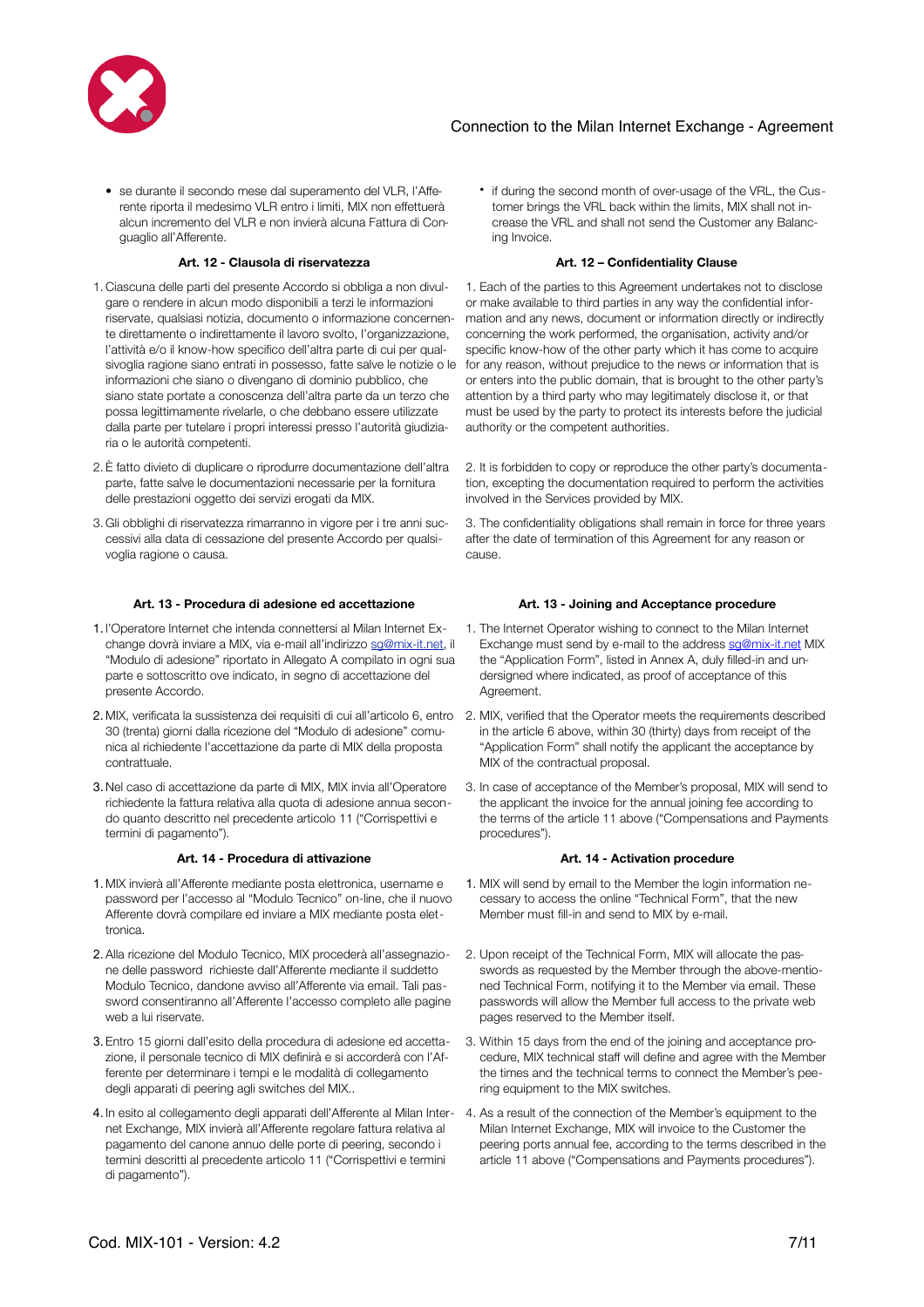- se durante il secondo mese dal superamento del VLR, l'Afferente riporta il medesimo VLR entro i limiti, MIX non effettuerà alcun incremento del VLR e non invierà alcuna Fattura di Conguaglio all'Afferente.

- if during the second month of over-usage of the VRL, the Customer brings the VRL back within the limits, MIX shall not increase the VRL and shall not send the Customer any Balancing Invoice.

### Art. 12 - Clausola di riservatezza

1. Ciascuna delle parti del presente Accordo si obbliga a non divulgare o rendere in alcun modo disponibili a terzi le informazioni riservate, qualsiasi notizia, documento o informazione concernente direttamente o indirettamente il lavoro svolto, l'organizzazione, l'attività e/o il know-how specifico dell'altra parte di cui per qualsivoglia ragione siano entrati in possesso, fatte salve le notizie o le informazioni che siano o divengano di dominio pubblico, che siano state portate a conoscenza dell'altra parte da un terzo che possa legittimamente rivelarle, o che debbano essere utilizzate dalla parte per tutelare i propri interessi presso l'autorità giudiziaria o le autorità competenti.
2. È fatto divieto di duplicare o riprodurre documentazione dell'altra parte, fatte salve le documentazioni necessarie per la fornitura delle prestazioni oggetto dei servizi erogati da MIX.
3. Gli obblighi di riservatezza rimarranno in vigore per i tre anni successivi alla data di cessazione del presente Accordo per qualsivoglia ragione o causa.

### Art. 12 – Confidentiality Clause

1. Each of the parties to this Agreement undertakes not to disclose or make available to third parties in any way the confidential information and any news, document or information directly or indirectly concerning the work performed, the organisation, activity and/or specific know-how of the other party which it has come to acquire for any reason, without prejudice to the news or information that is or enters into the public domain, that is brought to the other party's attention by a third party who may legitimately disclose it, or that must be used by the party to protect its interests before the judicial authority or the competent authorities.
2. It is forbidden to copy or reproduce the other party's documentation, excepting the documentation required to perform the activities involved in the Services provided by MIX.
3. The confidentiality obligations shall remain in force for three years after the date of termination of this Agreement for any reason or cause.

### Art. 13 - Procedura di adesione ed accettazione

1. l'Operatore Internet che intenda connettersi al Milan Internet Exchange dovrà inviare a MIX, via e-mail all'indirizzo sg@mix-it.net, il "Modulo di adesione" riportato in Allegato A compilato in ogni sua parte e sottoscritto ove indicato, in segno di accettazione del presente Accordo.
2. MIX, verificata la sussistenza dei requisiti di cui all'articolo 6, entro 30 (trenta) giorni dalla ricezione del "Modulo di adesione" comunica al richiedente l'accettazione da parte di MIX della proposta contrattuale.
3. Nel caso di accettazione da parte di MIX, MIX invia all'Operatore richiedente la fattura relativa alla quota di adesione annua secondo quanto descritto nel precedente articolo 11 ("Corrispettivi e termini di pagamento").

### Art. 13 - Joining and Acceptance procedure

1. The Internet Operator wishing to connect to the Milan Internet Exchange must send by e-mail to the address sg@mix-it.net MIX the "Application Form", listed in Annex A, duly filled-in and undersigned where indicated, as proof of acceptance of this Agreement.
2. MIX, verified that the Operator meets the requirements described in the article 6 above, within 30 (thirty) days from receipt of the "Application Form" shall notify the applicant the acceptance by MIX of the contractual proposal.
3. In case of acceptance of the Member's proposal, MIX will send to the applicant the invoice for the annual joining fee according to the terms of the article 11 above ("Compensations and Payments procedures").

### Art. 14 - Procedura di attivazione

1. MIX invierà all'Afferente mediante posta elettronica, username e password per l'accesso al "Modulo Tecnico" on-line, che il nuovo Afferente dovrà compilare ed inviare a MIX mediante posta elettronica.
2. Alla ricezione del Modulo Tecnico, MIX procederà all'assegnazione delle password richieste dall'Afferente mediante il suddetto Modulo Tecnico, dandone avviso all'Afferente via email. Tali password consentiranno all'Afferente l'accesso completo alle pagine web a lui riservate.
3. Entro 15 giorni dall'esito della procedura di adesione ed accettazione, il personale tecnico di MIX definirà e si accorderà con l'Afferente per determinare i tempi e le modalità di collegamento degli apparati di peering agli switches del MIX..
4. In esito al collegamento degli apparati dell'Afferente al Milan Internet Exchange, MIX invierà all'Afferente regolare fattura relativa al pagamento del canone annuo delle porte di peering, secondo i termini descritti al precedente articolo 11 ("Corrispettivi e termini di pagamento").

### Art. 14 - Activation procedure

1. MIX will send by email to the Member the login information necessary to access the online "Technical Form", that the new Member must fill-in and send to MIX by e-mail.
2. Upon receipt of the Technical Form, MIX will allocate the passwords as requested by the Member through the above-mentioned Technical Form, notifying it to the Member via email. These passwords will allow the Member full access to the private web pages reserved to the Member itself.
3. Within 15 days from the end of the joining and acceptance procedure, MIX technical staff will define and agree with the Member the times and the technical terms to connect the Member's peering equipment to the MIX switches.
4. As a result of the connection of the Member's equipment to the Milan Internet Exchange, MIX will invoice to the Customer the peering ports annual fee, according to the terms described in the article 11 above ("Compensations and Payments procedures").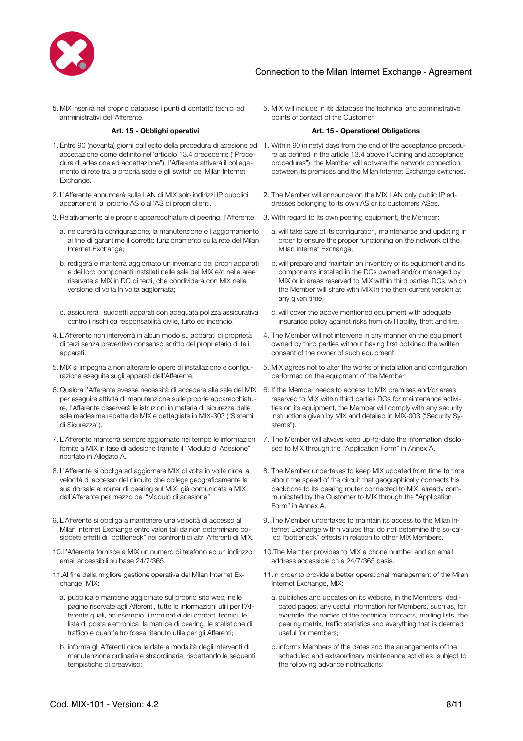5. MIX inserirà nel proprio database i punti di contatto tecnici ed amministrativi dell'Afferente.

### Art. 15 - Obblighi operativi

1. Entro 90 (novanta) giorni dall'esito della procedura di adesione ed accettazione come definito nell'articolo 13.4 precedente ("Procedura di adesione ed accettazione"), l'Afferente attiverà il collegamento di rete tra la propria sede e gli switch del Milan Internet Exchange.
2. L'Afferente annuncerà sulla LAN di MIX solo indirizzi IP pubblici appartenenti al proprio AS o all'AS di propri clienti.
3. Relativamente alle proprie apparecchiature di peering, l'Afferente:
   a. ne curerà la configurazione, la manutenzione e l'aggiornamento al fine di garantirne il corretto funzionamento sulla rete del Milan Internet Exchange;
   b. redigerà e manterrà aggiornato un inventario dei propri apparati e dei loro componenti installati nelle sale del MIX e/o nelle aree riservate a MIX in DC di terzi, che condividerà con MIX nella versione di volta in volta aggiornata;
   c. assicurerà i suddetti apparati con adeguata polizza assicurativa contro i rischi da responsabilità civile, furto ed incendio.
4. L'Afferente non interverrà in alcun modo su apparati di proprietà di terzi senza preventivo consenso scritto del proprietario di tali apparati.
5. MIX si impegna a non alterare le opere di installazione e configurazione eseguite sugli apparati dell'Afferente.
6. Qualora l'Afferente avesse necessità di accedere alle sale del MIX per eseguire attività di manutenzione sulle proprie apparecchiature, l'Afferente osserverà le istruzioni in materia di sicurezza delle sale medesime redatte da MIX e dettagliate in MIX-303 ("Sistemi di Sicurezza").
7. L'Afferente manterrà sempre aggiornate nel tempo le informazioni fornite a MIX in fase di adesione tramite il "Modulo di Adesione" riportato in Allegato A.
8. L'Afferente si obbliga ad aggiornare MIX di volta in volta circa la velocità di accesso del circuito che collega geograficamente la sua dorsale al router di peering sul MIX, già comunicata a MIX dall'Afferente per mezzo del "Modulo di adesione".
9. L'Afferente si obbliga a mantenere una velocità di accesso al Milan Internet Exchange entro valori tali da non determinare cosiddetti effetti di "bottleneck" nei confronti di altri Afferenti di MIX.
10. L'Afferente fornisce a MIX un numero di telefono ed un indirizzo email accessibili su base 24/7/365.
11. Al fine della migliore gestione operativa del Milan Internet Exchange, MIX:
    a. pubblica e mantiene aggiornate sul proprio sito web, nelle pagine riservate agli Afferenti, tutte le informazioni utili per l'Afferente quali, ad esempio, i nominativi dei contatti tecnici, le liste di posta elettronica, la matrice di peering, le statistiche di traffico e quant'altro fosse ritenuto utile per gli Afferenti;
    b. informa gli Afferenti circa le date e modalità degli interventi di manutenzione ordinaria e straordinaria, rispettando le seguenti tempistiche di preavviso:

5. MIX will include in its database the technical and administrative points of contact of the Customer.

### Art. 15 - Operational Obligations

1. Within 90 (ninety) days from the end of the acceptance procedure as defined in the article 13.4 above ("Joining and acceptance procedures"), the Member will activate the network connection between its premises and the Milan Internet Exchange switches.
2. The Member will announce on the MIX LAN only public IP addresses belonging to its own AS or its customers ASes.
3. With regard to its own peering equipment, the Member:
   a. will take care of its configuration, maintenance and updating in order to ensure the proper functioning on the network of the Milan Internet Exchange;
   b. will prepare and maintain an inventory of its equipment and its components installed in the DCs owned and/or managed by MIX or in areas reserved to MIX within third parties DCs, which the Member will share with MIX in the then-current version at any given time;
   c. will cover the above mentioned equipment with adequate insurance policy against risks from civil liability, theft and fire.
4. The Member will not intervene in any manner on the equipment owned by third parties without having first obtained the written consent of the owner of such equipment.
5. MIX agrees not to alter the works of installation and configuration performed on the equipment of the Member.
6. If the Member needs to access to MIX premises and/or areas reserved to MIX within third parties DCs for maintenance activities on its equipment, the Member will comply with any security instructions given by MIX and detailed in MIX-303 ("Security Systems").
7. The Member will always keep up-to-date the information disclosed to MIX through the "Application Form" in Annex A.
8. The Member undertakes to keep MIX updated from time to time about the speed of the circuit that geographically connects his backbone to its peering router connected to MIX, already communicated by the Customer to MIX through the "Application Form" in Annex A.
9. The Member undertakes to maintain its access to the Milan Internet Exchange within values that do not determine the so-called "bottleneck" effects in relation to other MIX Members.
10. The Member provides to MIX a phone number and an email address accessible on a 24/7/365 basis.
11. In order to provide a better operational management of the Milan Internet Exchange, MIX:
    a. publishes and updates on its website, in the Members' dedicated pages, any useful information for Members, such as, for example, the names of the technical contacts, mailing lists, the peering matrix, traffic statistics and everything that is deemed useful for members;
    b. informs Members of the dates and the arrangements of the scheduled and extraordinary maintenance activities, subject to the following advance notifications: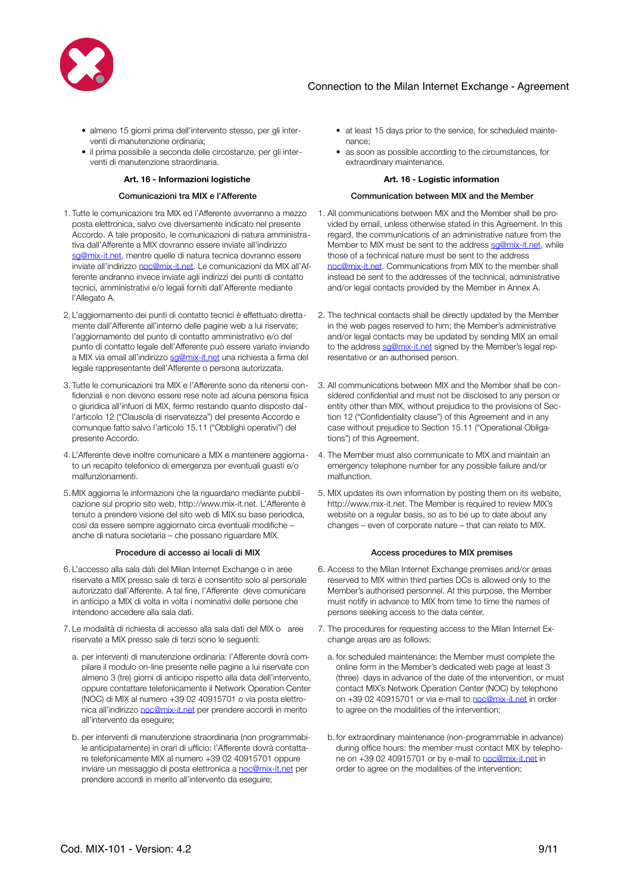- almeno 15 giorni prima dell'intervento stesso, per gli interventi di manutenzione ordinaria;
- il prima possibile a seconda delle circostanze, per gli interventi di manutenzione straordinaria.

### Art. 16 - Informazioni logistiche

#### Comunicazioni tra MIX e l'Afferente

1. Tutte le comunicazioni tra MIX ed l'Afferente avverranno a mezzo posta elettronica, salvo ove diversamente indicato nel presente Accordo. A tale proposito, le comunicazioni di natura amministrativa dall'Afferente a MIX dovranno essere inviate all'indirizzo sg@mix-it.net, mentre quelle di natura tecnica dovranno essere inviate all'indirizzo noc@mix-it.net. Le comunicazioni da MIX all'Afferente andranno invece inviate agli indirizzi dei punti di contatto tecnici, amministrativi e/o legali forniti dall'Afferente mediante l'Allegato A.

2. L'aggiornamento dei punti di contatto tecnici è effettuato direttamente dall'Afferente all'interno delle pagine web a lui riservate; l'aggiornamento del punto di contatto amministrativo e/o del punto di contatto legale dell'Afferente può essere variato inviando a MIX via email all'indirizzo sg@mix-it.net una richiesta a firma del legale rappresentante dell'Afferente o persona autorizzata.

3. Tutte le comunicazioni tra MIX e l'Afferente sono da ritenersi confidenziali e non devono essere rese note ad alcuna persona fisica o giuridica all'infuori di MIX, fermo restando quanto disposto dall'articolo 12 ("Clausola di riservatezza") del presente Accordo e comunque fatto salvo l'articolo 15.11 ("Obblighi operativi") del presente Accordo.

4. L'Afferente deve inoltre comunicare a MIX e mantenere aggiornato un recapito telefonico di emergenza per eventuali guasti e/o malfunzionamenti.

5. MIX aggiorna le informazioni che la riguardano mediante pubblicazione sul proprio sito web, http://www.mix-it.net. L'Afferente è tenuto a prendere visione del sito web di MIX su base periodica, così da essere sempre aggiornato circa eventuali modifiche – anche di natura societaria – che possano riguardare MIX.

#### Procedure di accesso ai locali di MIX

6. L'accesso alla sala dati del Milan Internet Exchange o in aree riservate a MIX presso sale di terzi è consentito solo al personale autorizzato dall'Afferente. A tal fine, l'Afferente deve comunicare in anticipo a MIX di volta in volta i nominativi delle persone che intendono accedere alla sala dati.

7. Le modalità di richiesta di accesso alla sala dati del MIX o aree riservate a MIX presso sale di terzi sono le seguenti:

   a. per interventi di manutenzione ordinaria: l'Afferente dovrà compilare il modulo on-line presente nelle pagine a lui riservate con almeno 3 (tre) giorni di anticipo rispetto alla data dell'intervento, oppure contattare telefonicamente il Network Operation Center (NOC) di MIX al numero +39 02 40915701 o via posta elettronica all'indirizzo noc@mix-it.net per prendere accordi in merito all'intervento da eseguire;

   b. per interventi di manutenzione straordinaria (non programmabile anticipatamente) in orari di ufficio: l'Afferente dovrà contattare telefonicamente MIX al numero +39 02 40915701 oppure inviare un messaggio di posta elettronica a noc@mix-it.net per prendere accordi in merito all'intervento da eseguire;

---

- at least 15 days prior to the service, for scheduled maintenance;
- as soon as possible according to the circumstances, for extraordinary maintenance.

### Art. 16 - Logistic information

#### Communication between MIX and the Member

1. All communications between MIX and the Member shall be provided by email, unless otherwise stated in this Agreement. In this regard, the communications of an administrative nature from the Member to MIX must be sent to the address sg@mix-it.net, while those of a technical nature must be sent to the address noc@mix-it.net. Communications from MIX to the member shall instead be sent to the addresses of the technical, administrative and/or legal contacts provided by the Member in Annex A.

2. The technical contacts shall be directly updated by the Member in the web pages reserved to him; the Member's administrative and/or legal contacts may be updated by sending MIX an email to the address sg@mix-it.net signed by the Member's legal representative or an authorised person.

3. All communications between MIX and the Member shall be considered confidential and must not be disclosed to any person or entity other than MIX, without prejudice to the provisions of Section 12 ("Confidentiality clause") of this Agreement and in any case without prejudice to Section 15.11 ("Operational Obligations") of this Agreement.

4. The Member must also communicate to MIX and maintain an emergency telephone number for any possible failure and/or malfunction.

5. MIX updates its own information by posting them on its website, http://www.mix-it.net. The Member is required to review MIX's website on a regular basis, so as to be up to date about any changes – even of corporate nature – that can relate to MIX.

#### Access procedures to MIX premises

6. Access to the Milan Internet Exchange premises and/or areas reserved to MIX within third parties DCs is allowed only to the Member's authorised personnel. At this purpose, the Member must notify in advance to MIX from time to time the names of persons seeking access to the data center.

7. The procedures for requesting access to the Milan Internet Exchange areas are as follows:

   a. for scheduled maintenance: the Member must complete the online form in the Member's dedicated web page at least 3 (three) days in advance of the date of the intervention, or must contact MIX's Network Operation Center (NOC) by telephone on +39 02 40915701 or via e-mail to noc@mix-it.net in order to agree on the modalities of the intervention;

   b. for extraordinary maintenance (non-programmable in advance) during office hours: the member must contact MIX by telephone on +39 02 40915701 or by e-mail to noc@mix-it.net in order to agree on the modalities of the intervention;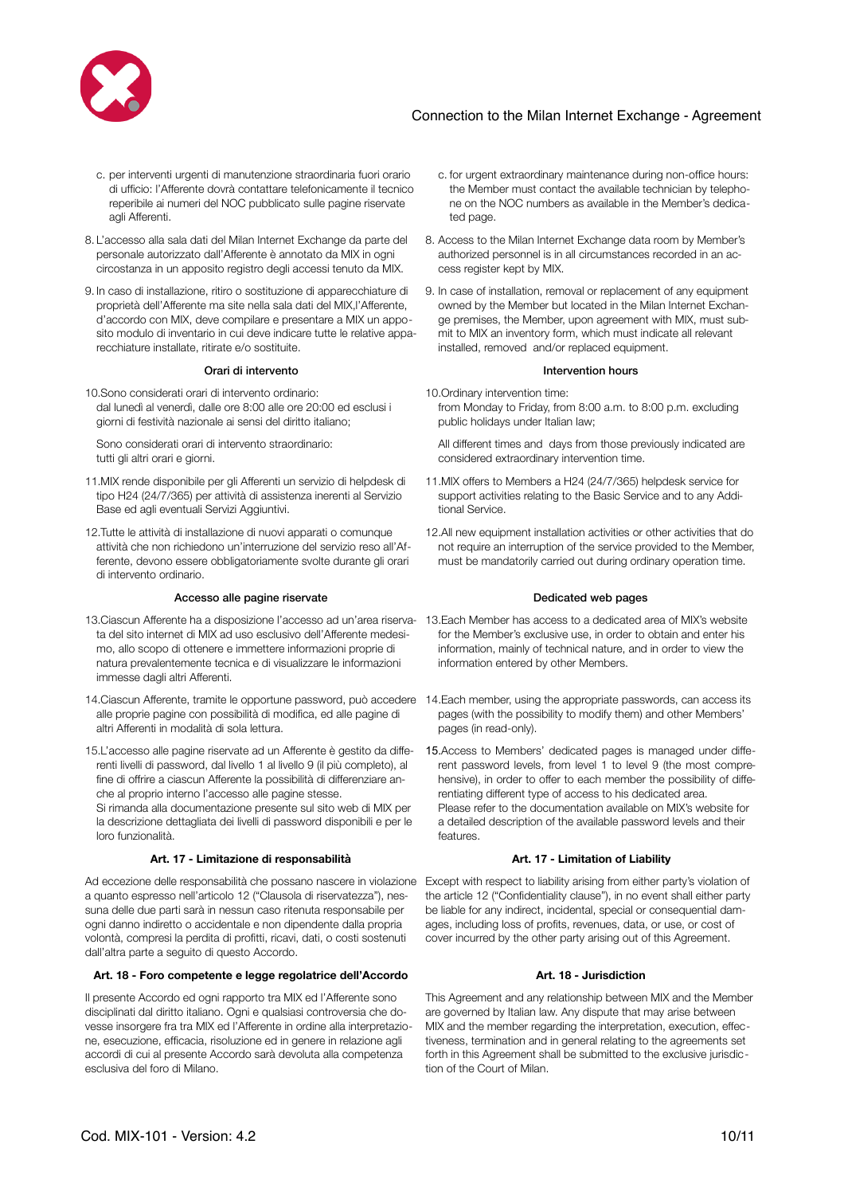c. per interventi urgenti di manutenzione straordinaria fuori orario di ufficio: l'Afferente dovrà contattare telefonicamente il tecnico reperibile ai numeri del NOC pubblicato sulle pagine riservate agli Afferenti.

8. L'accesso alla sala dati del Milan Internet Exchange da parte del personale autorizzato dall'Afferente è annotato da MIX in ogni circostanza in un apposito registro degli accessi tenuto da MIX.

9. In caso di installazione, ritiro o sostituzione di apparecchiature di proprietà dell'Afferente ma site nella sala dati del MIX,l'Afferente, d'accordo con MIX, deve compilare e presentare a MIX un apposito modulo di inventario in cui deve indicare tutte le relative apparecchiature installate, ritirate e/o sostituite.

#### Orari di intervento

10. Sono considerati orari di intervento ordinario:
dal lunedì al venerdì, dalle ore 8:00 alle ore 20:00 ed esclusi i giorni di festività nazionale ai sensi del diritto italiano;

Sono considerati orari di intervento straordinario:
tutti gli altri orari e giorni.

11. MIX rende disponibile per gli Afferenti un servizio di helpdesk di tipo H24 (24/7/365) per attività di assistenza inerenti al Servizio Base ed agli eventuali Servizi Aggiuntivi.

12. Tutte le attività di installazione di nuovi apparati o comunque attività che non richiedono un'interruzione del servizio reso all'Afferente, devono essere obbligatoriamente svolte durante gli orari di intervento ordinario.

#### Accesso alle pagine riservate

13. Ciascun Afferente ha a disposizione l'accesso ad un'area riservata del sito internet di MIX ad uso esclusivo dell'Afferente medesimo, allo scopo di ottenere e immettere informazioni proprie di natura prevalentemente tecnica e di visualizzare le informazioni immesse dagli altri Afferenti.

14. Ciascun Afferente, tramite le opportune password, può accedere alle proprie pagine con possibilità di modifica, ed alle pagine di altri Afferenti in modalità di sola lettura.

15. L'accesso alle pagine riservate ad un Afferente è gestito da differenti livelli di password, dal livello 1 al livello 9 (il più completo), al fine di offrire a ciascun Afferente la possibilità di differenziare anche al proprio interno l'accesso alle pagine stesse.
Si rimanda alla documentazione presente sul sito web di MIX per la descrizione dettagliata dei livelli di password disponibili e per le loro funzionalità.

### Art. 17 - Limitazione di responsabilità

Ad eccezione delle responsabilità che possano nascere in violazione a quanto espresso nell'articolo 12 ("Clausola di riservatezza"), nessuna delle due parti sarà in nessun caso ritenuta responsabile per ogni danno indiretto o accidentale e non dipendente dalla propria volontà, compresi la perdita di profitti, ricavi, dati, o costi sostenuti dall'altra parte a seguito di questo Accordo.

### Art. 18 - Foro competente e legge regolatrice dell'Accordo

Il presente Accordo ed ogni rapporto tra MIX ed l'Afferente sono disciplinati dal diritto italiano. Ogni e qualsiasi controversia che dovesse insorgere fra tra MIX ed l'Afferente in ordine alla interpretazione, esecuzione, efficacia, risoluzione ed in genere in relazione agli accordi di cui al presente Accordo sarà devoluta alla competenza esclusiva del foro di Milano.

c. for urgent extraordinary maintenance during non-office hours: the Member must contact the available technician by telephone on the NOC numbers as available in the Member's dedicated page.

8. Access to the Milan Internet Exchange data room by Member's authorized personnel is in all circumstances recorded in an access register kept by MIX.

9. In case of installation, removal or replacement of any equipment owned by the Member but located in the Milan Internet Exchange premises, the Member, upon agreement with MIX, must submit to MIX an inventory form, which must indicate all relevant installed, removed and/or replaced equipment.

#### Intervention hours

10. Ordinary intervention time:
from Monday to Friday, from 8:00 a.m. to 8:00 p.m. excluding public holidays under Italian law;

All different times and days from those previously indicated are considered extraordinary intervention time.

11. MIX offers to Members a H24 (24/7/365) helpdesk service for support activities relating to the Basic Service and to any Additional Service.

12. All new equipment installation activities or other activities that do not require an interruption of the service provided to the Member, must be mandatorily carried out during ordinary operation time.

#### Dedicated web pages

13. Each Member has access to a dedicated area of MIX's website for the Member's exclusive use, in order to obtain and enter his information, mainly of technical nature, and in order to view the information entered by other Members.

14. Each member, using the appropriate passwords, can access its pages (with the possibility to modify them) and other Members' pages (in read-only).

15. Access to Members' dedicated pages is managed under different password levels, from level 1 to level 9 (the most comprehensive), in order to offer to each member the possibility of differentiating different type of access to his dedicated area.
Please refer to the documentation available on MIX's website for a detailed description of the available password levels and their features.

### Art. 17 - Limitation of Liability

Except with respect to liability arising from either party's violation of the article 12 ("Confidentiality clause"), in no event shall either party be liable for any indirect, incidental, special or consequential damages, including loss of profits, revenues, data, or use, or cost of cover incurred by the other party arising out of this Agreement.

### Art. 18 - Jurisdiction

This Agreement and any relationship between MIX and the Member are governed by Italian law. Any dispute that may arise between MIX and the member regarding the interpretation, execution, effectiveness, termination and in general relating to the agreements set forth in this Agreement shall be submitted to the exclusive jurisdiction of the Court of Milan.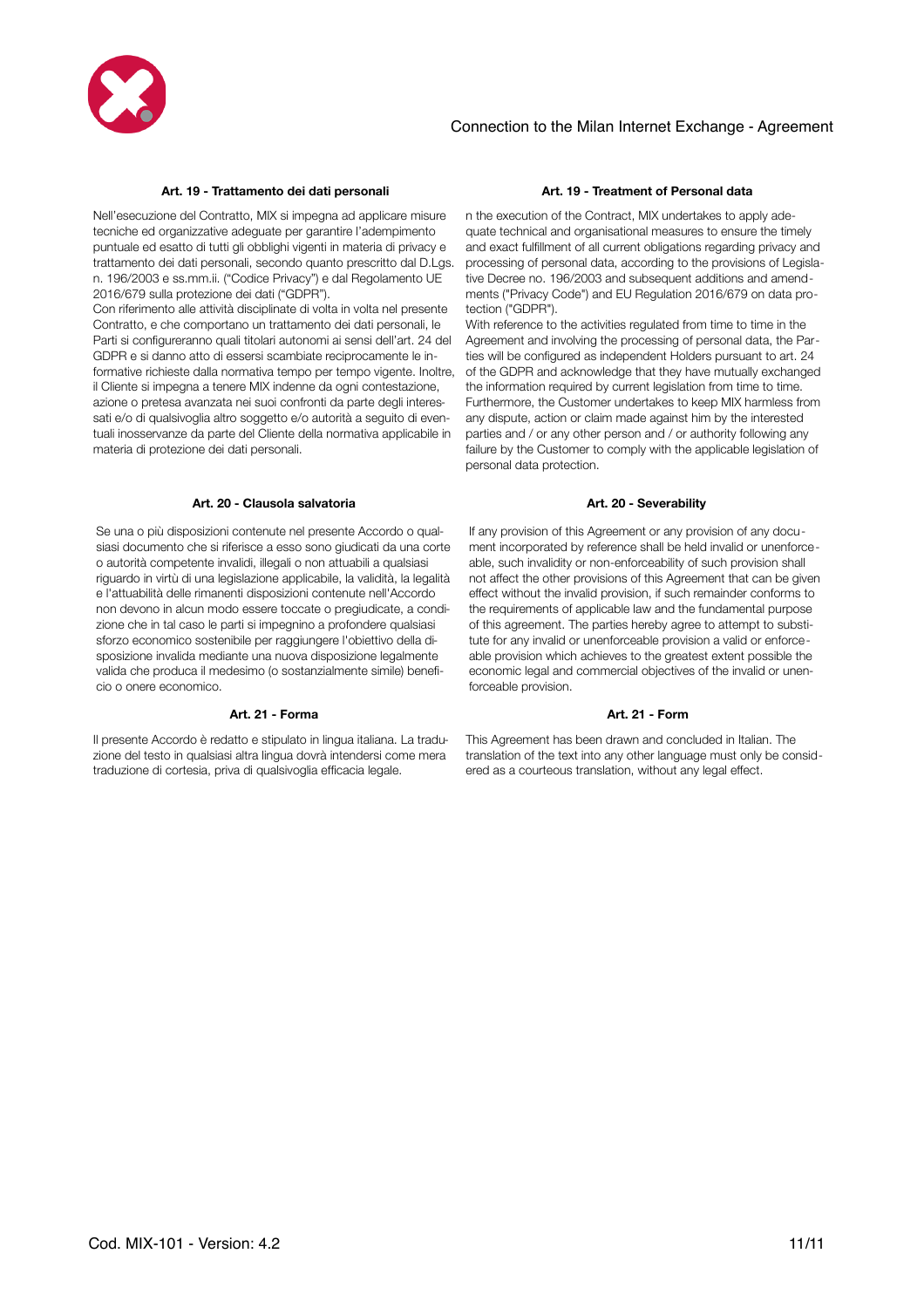### Art. 19 - Trattamento dei dati personali

Nell'esecuzione del Contratto, MIX si impegna ad applicare misure tecniche ed organizzative adeguate per garantire l'adempimento puntuale ed esatto di tutti gli obblighi vigenti in materia di privacy e trattamento dei dati personali, secondo quanto prescritto dal D.Lgs. n. 196/2003 e ss.mm.ii. ("Codice Privacy") e dal Regolamento UE 2016/679 sulla protezione dei dati ("GDPR").
Con riferimento alle attività disciplinate di volta in volta nel presente Contratto, e che comportano un trattamento dei dati personali, le Parti si configureranno quali titolari autonomi ai sensi dell'art. 24 del GDPR e si danno atto di essersi scambiate reciprocamente le informative richieste dalla normativa tempo per tempo vigente. Inoltre, il Cliente si impegna a tenere MIX indenne da ogni contestazione, azione o pretesa avanzata nei suoi confronti da parte degli interessati e/o di qualsivoglia altro soggetto e/o autorità a seguito di eventuali inosservanze da parte del Cliente della normativa applicabile in materia di protezione dei dati personali.

### Art. 19 - Treatment of Personal data

n the execution of the Contract, MIX undertakes to apply adequate technical and organisational measures to ensure the timely and exact fulfillment of all current obligations regarding privacy and processing of personal data, according to the provisions of Legislative Decree no. 196/2003 and subsequent additions and amendments ("Privacy Code") and EU Regulation 2016/679 on data protection ("GDPR").
With reference to the activities regulated from time to time in the Agreement and involving the processing of personal data, the Parties will be configured as independent Holders pursuant to art. 24 of the GDPR and acknowledge that they have mutually exchanged the information required by current legislation from time to time. Furthermore, the Customer undertakes to keep MIX harmless from any dispute, action or claim made against him by the interested parties and / or any other person and / or authority following any failure by the Customer to comply with the applicable legislation of personal data protection.

### Art. 20 - Clausola salvatoria

Se una o più disposizioni contenute nel presente Accordo o qualsiasi documento che si riferisce a esso sono giudicati da una corte o autorità competente invalidi, illegali o non attuabili a qualsiasi riguardo in virtù di una legislazione applicabile, la validità, la legalità e l'attuabilità delle rimanenti disposizioni contenute nell'Accordo non devono in alcun modo essere toccate o pregiudicate, a condizione che in tal caso le parti si impegnino a profondere qualsiasi sforzo economico sostenibile per raggiungere l'obiettivo della disposizione invalida mediante una nuova disposizione legalmente valida che produca il medesimo (o sostanzialmente simile) beneficio o onere economico.

### Art. 20 - Severability

If any provision of this Agreement or any provision of any document incorporated by reference shall be held invalid or unenforceable, such invalidity or non-enforceability of such provision shall not affect the other provisions of this Agreement that can be given effect without the invalid provision, if such remainder conforms to the requirements of applicable law and the fundamental purpose of this agreement. The parties hereby agree to attempt to substitute for any invalid or unenforceable provision a valid or enforceable provision which achieves to the greatest extent possible the economic legal and commercial objectives of the invalid or unenforceable provision.

### Art. 21 - Forma

Il presente Accordo è redatto e stipulato in lingua italiana. La traduzione del testo in qualsiasi altra lingua dovrà intendersi come mera traduzione di cortesia, priva di qualsivoglia efficacia legale.

### Art. 21 - Form

This Agreement has been drawn and concluded in Italian. The translation of the text into any other language must only be considered as a courteous translation, without any legal effect.